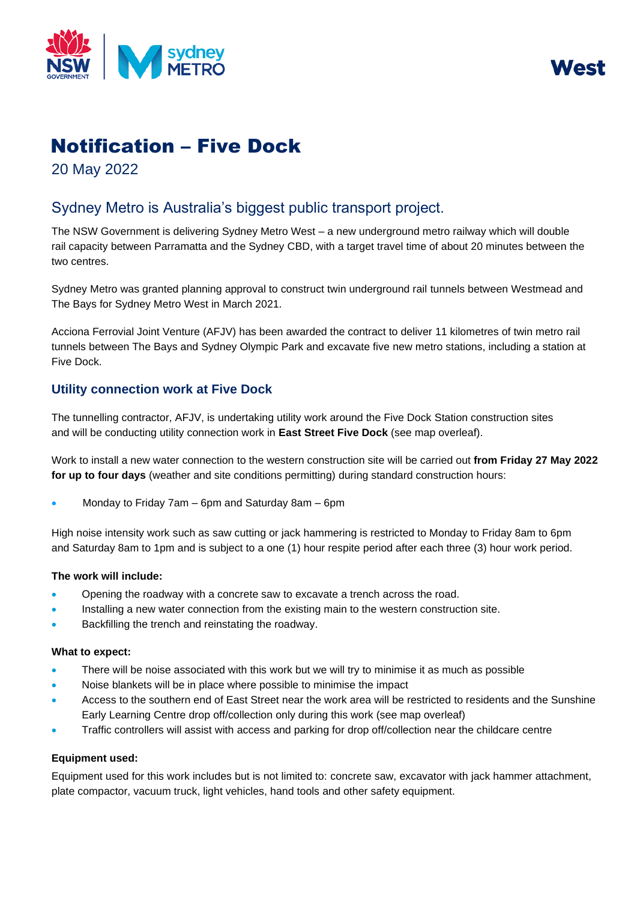West

# Notification – Five Dock

20 May 2022

## Sydney Metro is Australia's biggest public transport project.

The NSW Government is delivering Sydney Metro West – a new underground metro railway which will double rail capacity between Parramatta and the Sydney CBD, with a target travel time of about 20 minutes between the two centres.

Sydney Metro was granted planning approval to construct twin underground rail tunnels between Westmead and The Bays for Sydney Metro West in March 2021.

Acciona Ferrovial Joint Venture (AFJV) has been awarded the contract to deliver 11 kilometres of twin metro rail tunnels between The Bays and Sydney Olympic Park and excavate five new metro stations, including a station at Five Dock.

### Utility connection work at Five Dock

The tunnelling contractor, AFJV, is undertaking utility work around the Five Dock Station construction sites and will be conducting utility connection work in **East Street Five Dock** (see map overleaf).

Work to install a new water connection to the western construction site will be carried out **from Friday 27 May 2022 for up to four days** (weather and site conditions permitting) during standard construction hours:

- Monday to Friday 7am – 6pm and Saturday 8am – 6pm

High noise intensity work such as saw cutting or jack hammering is restricted to Monday to Friday 8am to 6pm and Saturday 8am to 1pm and is subject to a one (1) hour respite period after each three (3) hour work period.

**The work will include:**

- Opening the roadway with a concrete saw to excavate a trench across the road.
- Installing a new water connection from the existing main to the western construction site.
- Backfilling the trench and reinstating the roadway.

**What to expect:**

- There will be noise associated with this work but we will try to minimise it as much as possible
- Noise blankets will be in place where possible to minimise the impact
- Access to the southern end of East Street near the work area will be restricted to residents and the Sunshine Early Learning Centre drop off/collection only during this work (see map overleaf)
- Traffic controllers will assist with access and parking for drop off/collection near the childcare centre

**Equipment used:**

Equipment used for this work includes but is not limited to: concrete saw, excavator with jack hammer attachment, plate compactor, vacuum truck, light vehicles, hand tools and other safety equipment.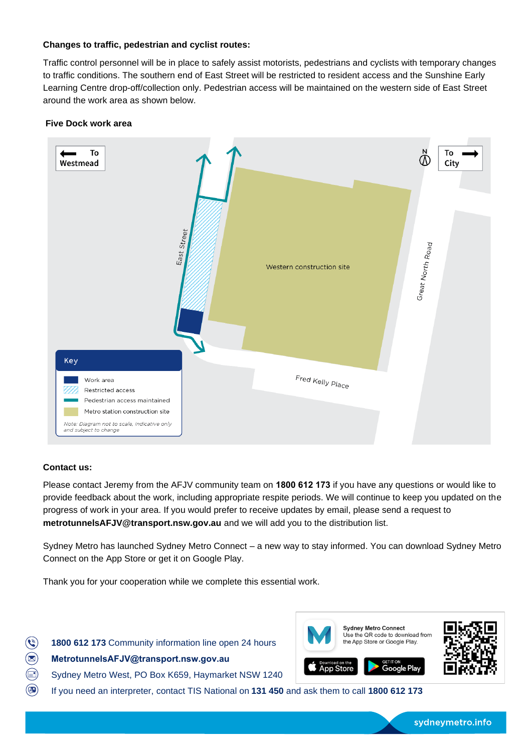**Changes to traffic, pedestrian and cyclist routes:**

Traffic control personnel will be in place to safely assist motorists, pedestrians and cyclists with temporary changes to traffic conditions. The southern end of East Street will be restricted to resident access and the Sunshine Early Learning Centre drop-off/collection only. Pedestrian access will be maintained on the western side of East Street around the work area as shown below.

**Five Dock work area**

To Westmead

To City

N

East Street

Western construction site

Great North Road

Fred Kelly Place

Key

Work area

Restricted access

Pedestrian access maintained

Metro station construction site

*Note: Diagram not to scale, indicative only and subject to change*

**Contact us:**

Please contact Jeremy from the AFJV community team on **1800 612 173** if you have any questions or would like to provide feedback about the work, including appropriate respite periods. We will continue to keep you updated on the progress of work in your area. If you would prefer to receive updates by email, please send a request to **metrotunnelsAFJV@transport.nsw.gov.au** and we will add you to the distribution list.

Sydney Metro has launched Sydney Metro Connect – a new way to stay informed. You can download Sydney Metro Connect on the App Store or get it on Google Play.

Thank you for your cooperation while we complete this essential work.

**1800 612 173** Community information line open 24 hours

**MetrotunnelsAFJV@transport.nsw.gov.au**

Sydney Metro West, PO Box K659, Haymarket NSW 1240

If you need an interpreter, contact TIS National on **131 450** and ask them to call **1800 612 173**

**Sydney Metro Connect**
Use the QR code to download from the App Store or Google Play.

Download on the App Store

GET IT ON Google Play

sydneymetro.info